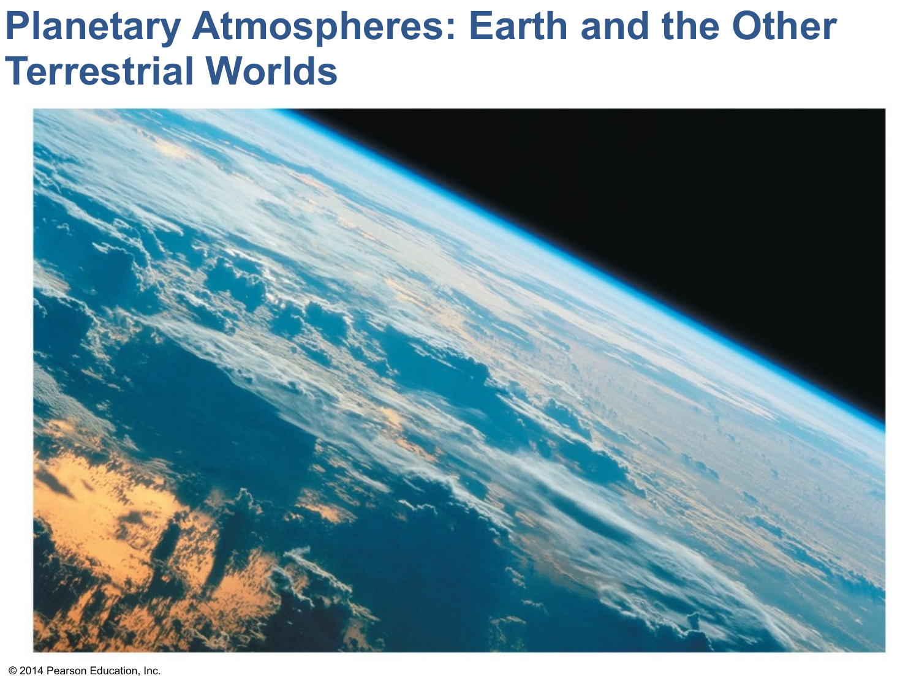# Planetary Atmospheres: Earth and the Other Terrestrial Worlds

© 2014 Pearson Education, Inc.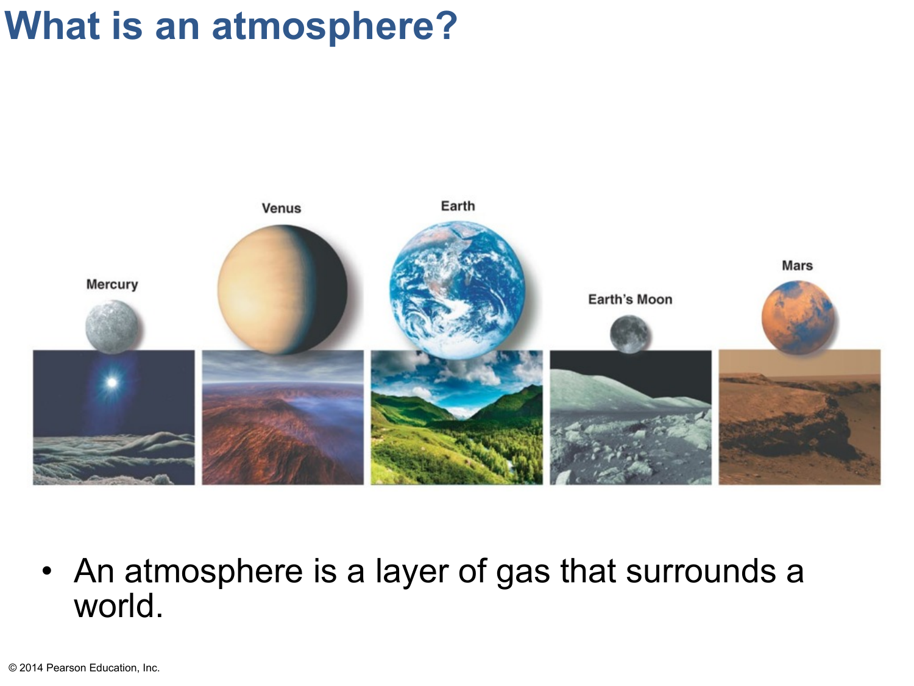# What is an atmosphere?

- An atmosphere is a layer of gas that surrounds a world.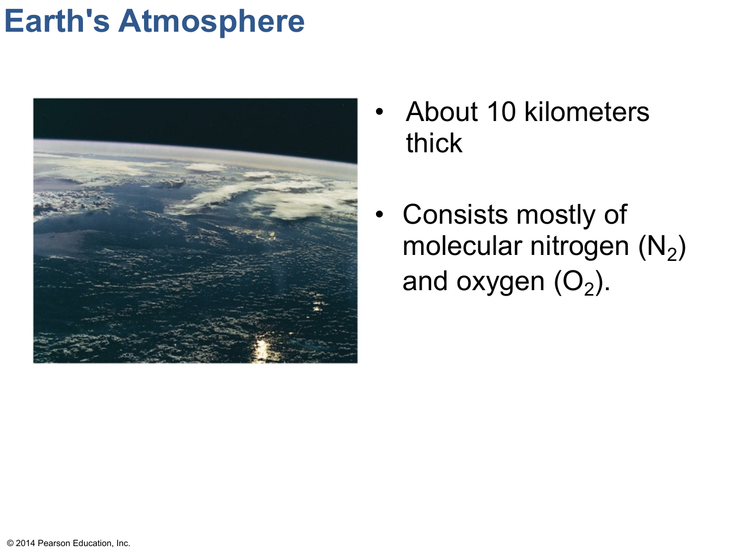# Earth's Atmosphere

- About 10 kilometers thick
- Consists mostly of molecular nitrogen ($N_2$) and oxygen ($O_2$).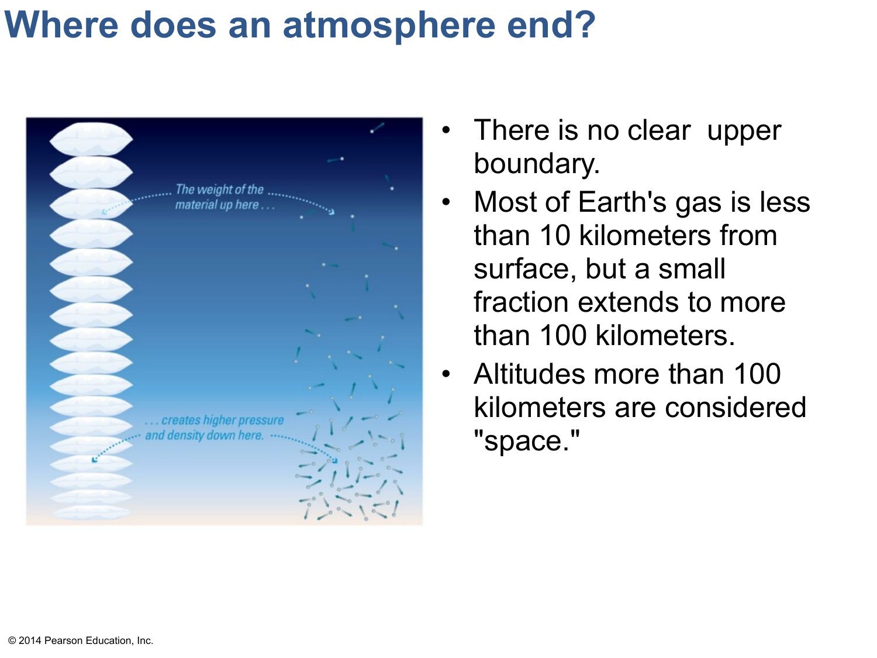# Where does an atmosphere end?

- There is no clear upper boundary.
- Most of Earth's gas is less than 10 kilometers from surface, but a small fraction extends to more than 100 kilometers.
- Altitudes more than 100 kilometers are considered "space."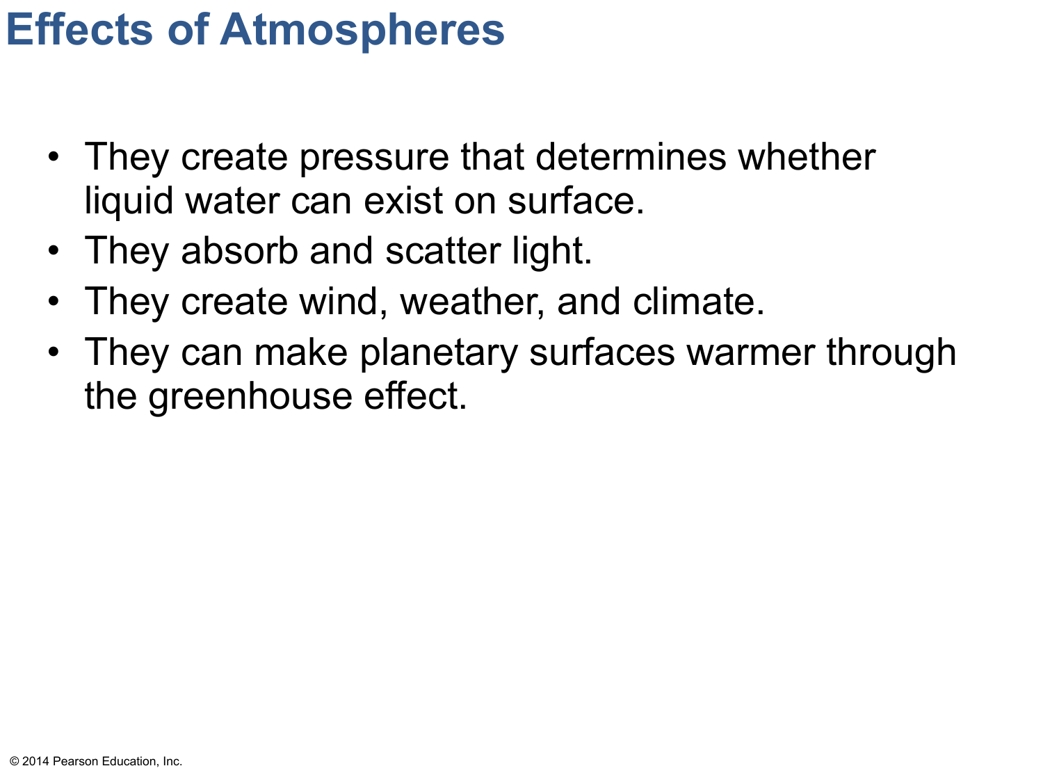# Effects of Atmospheres

- They create pressure that determines whether liquid water can exist on surface.
- They absorb and scatter light.
- They create wind, weather, and climate.
- They can make planetary surfaces warmer through the greenhouse effect.

© 2014 Pearson Education, Inc.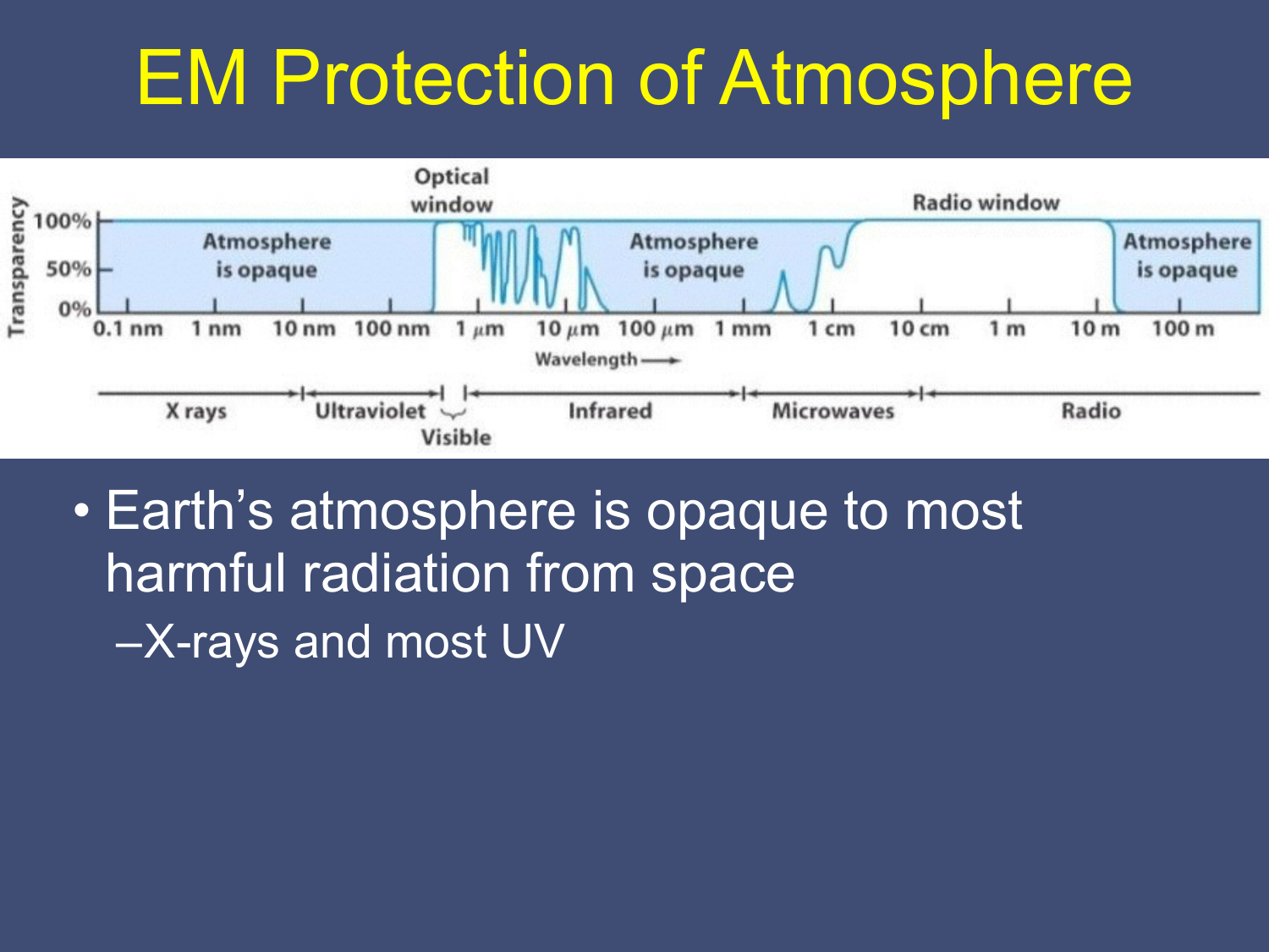# EM Protection of Atmosphere

- Earth's atmosphere is opaque to most harmful radiation from space
  - X-rays and most UV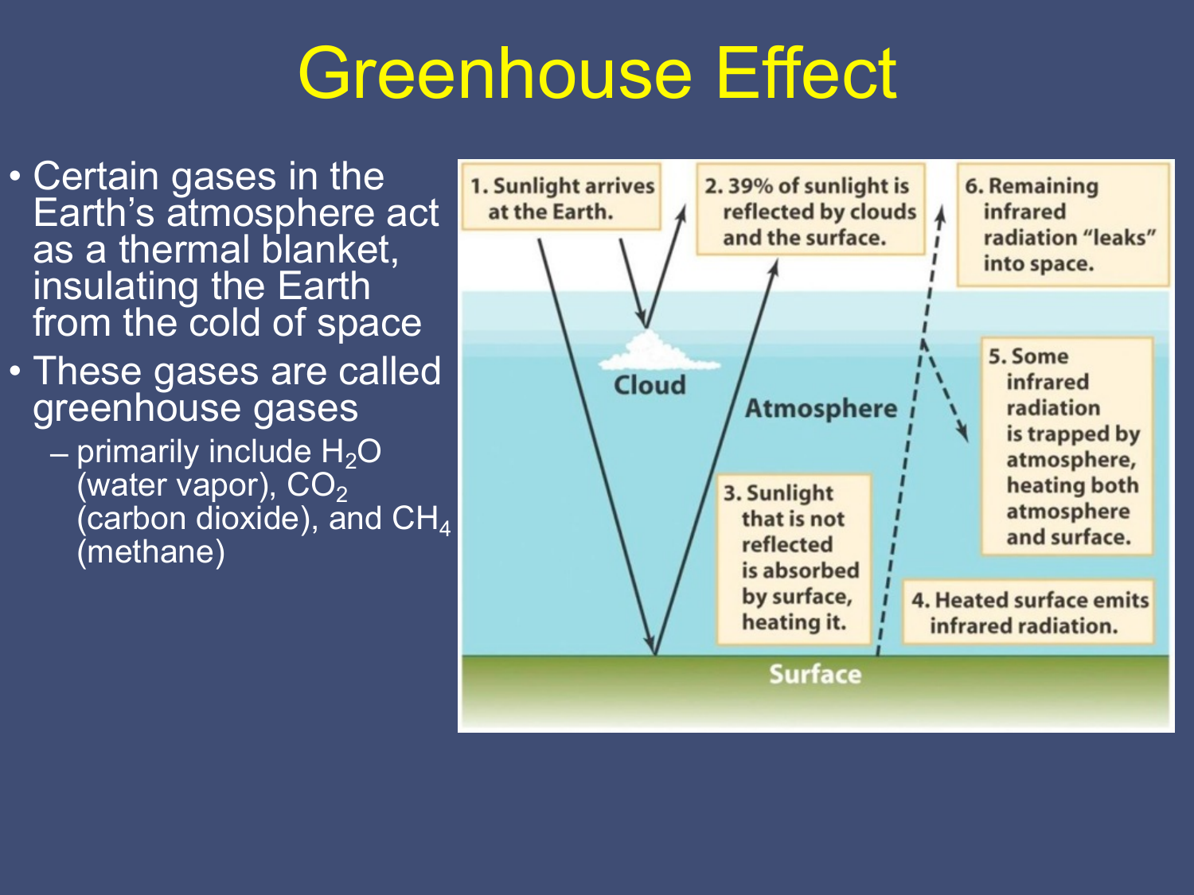# Greenhouse Effect

- Certain gases in the Earth's atmosphere act as a thermal blanket, insulating the Earth from the cold of space
- These gases are called greenhouse gases
  - primarily include $H_2O$ (water vapor), $CO_2$ (carbon dioxide), and $CH_4$ (methane)

1. Sunlight arrives at the Earth.
2. 39% of sunlight is reflected by clouds and the surface.
3. Sunlight that is not reflected is absorbed by surface, heating it.
4. Heated surface emits infrared radiation.
5. Some infrared radiation is trapped by atmosphere, heating both atmosphere and surface.
6. Remaining infrared radiation "leaks" into space.

Cloud

Atmosphere

Surface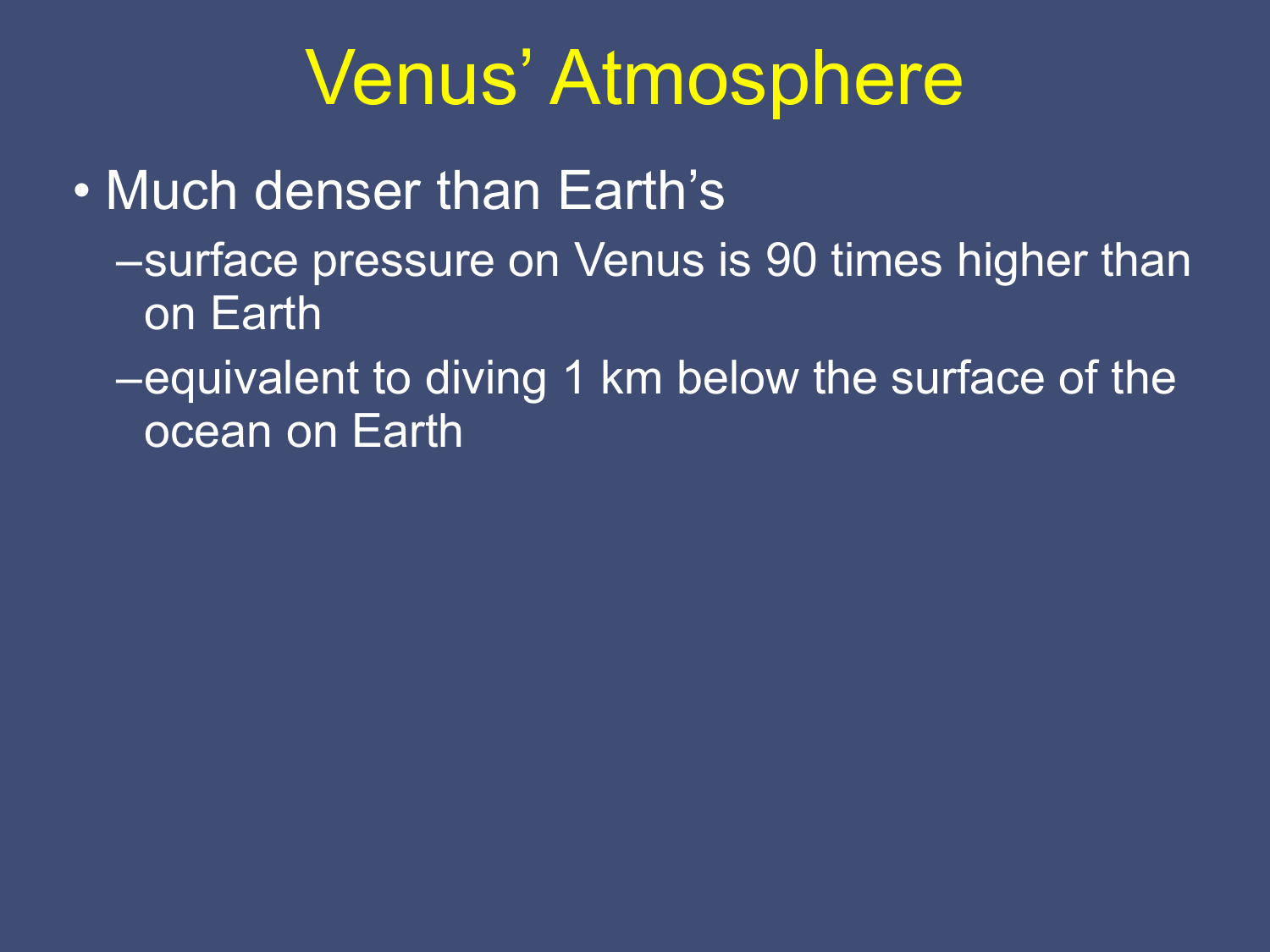# Venus' Atmosphere

- Much denser than Earth's
  - surface pressure on Venus is 90 times higher than on Earth
  - equivalent to diving 1 km below the surface of the ocean on Earth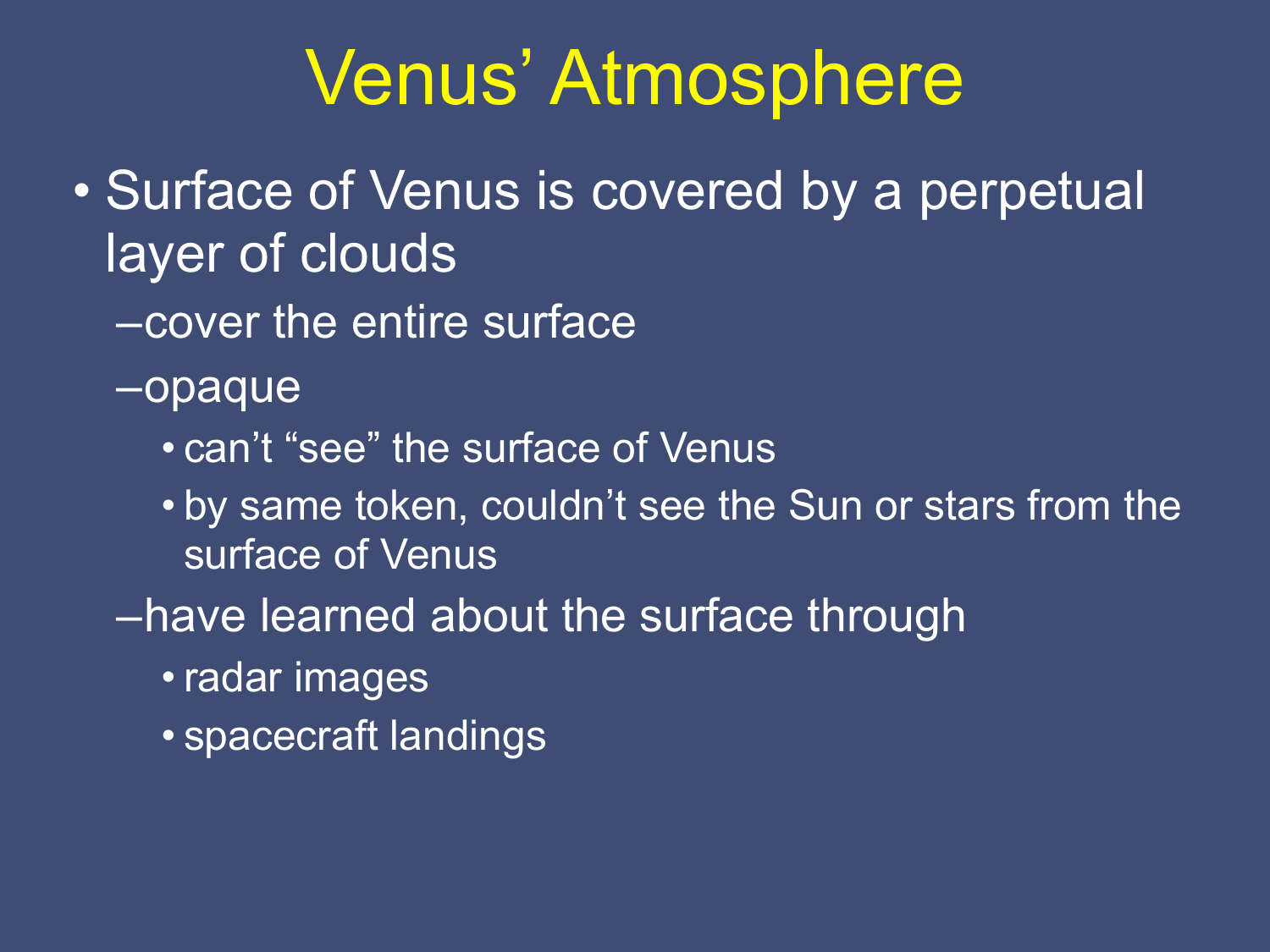# Venus' Atmosphere

- Surface of Venus is covered by a perpetual layer of clouds
  - cover the entire surface
  - opaque
    - can't "see" the surface of Venus
    - by same token, couldn't see the Sun or stars from the surface of Venus
  - have learned about the surface through
    - radar images
    - spacecraft landings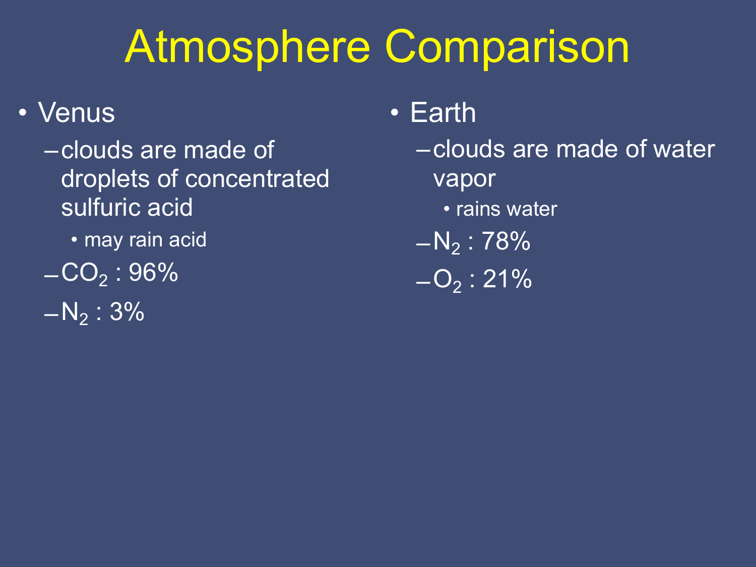# Atmosphere Comparison

- Venus
  - clouds are made of droplets of concentrated sulfuric acid
    - may rain acid
  - $CO_2$ : 96%
  - $N_2$ : 3%
- Earth
  - clouds are made of water vapor
    - rains water
  - $N_2$ : 78%
  - $O_2$ : 21%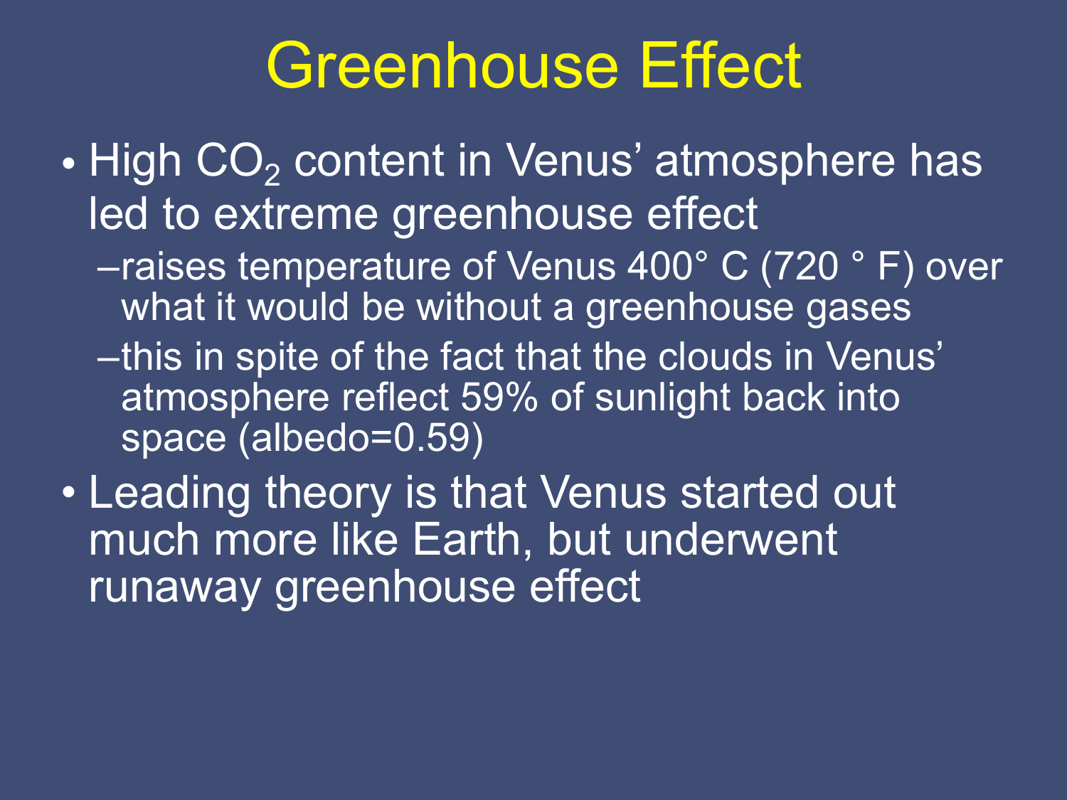# Greenhouse Effect

- High $CO_2$ content in Venus' atmosphere has led to extreme greenhouse effect
  - raises temperature of Venus 400° C (720 ° F) over what it would be without a greenhouse gases
  - this in spite of the fact that the clouds in Venus' atmosphere reflect 59% of sunlight back into space (albedo=0.59)
- Leading theory is that Venus started out much more like Earth, but underwent runaway greenhouse effect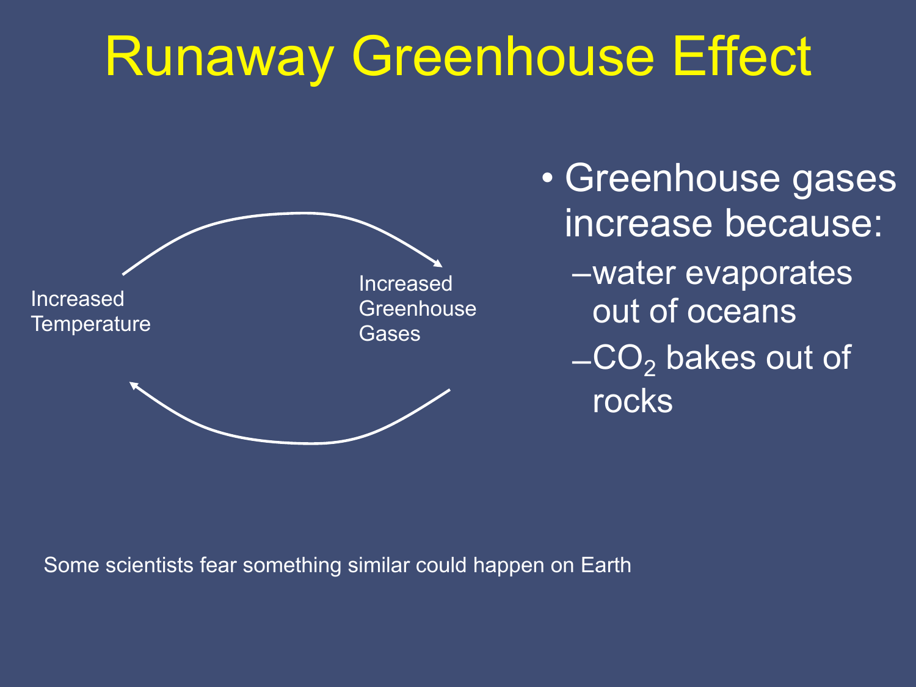# Runaway Greenhouse Effect

Increased Temperature

Increased Greenhouse Gases

- Greenhouse gases increase because:
  - water evaporates out of oceans
  - $CO_2$ bakes out of rocks

Some scientists fear something similar could happen on Earth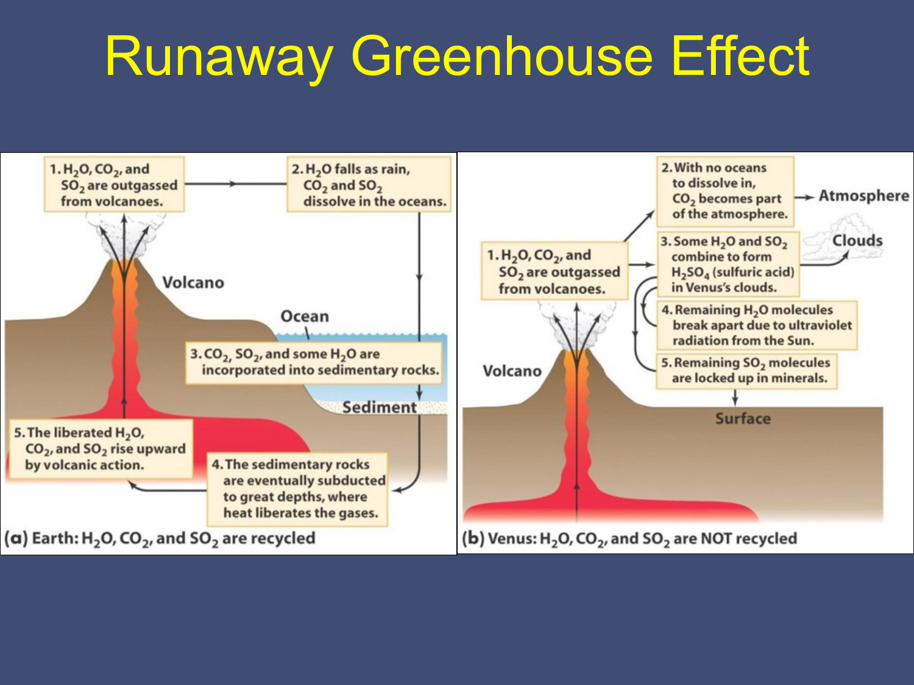# Runaway Greenhouse Effect

**(a) Earth: $H_2O$, $CO_2$, and $SO_2$ are recycled**

1. $H_2O$, $CO_2$, and $SO_2$ are outgassed from volcanoes.
2. $H_2O$ falls as rain, $CO_2$ and $SO_2$ dissolve in the oceans.
3. $CO_2$, $SO_2$, and some $H_2O$ are incorporated into sedimentary rocks.
4. The sedimentary rocks are eventually subducted to great depths, where heat liberates the gases.
5. The liberated $H_2O$, $CO_2$, and $SO_2$ rise upward by volcanic action.

Volcano — Ocean — Sediment

**(b) Venus: $H_2O$, $CO_2$, and $SO_2$ are NOT recycled**

1. $H_2O$, $CO_2$, and $SO_2$ are outgassed from volcanoes.
2. With no oceans to dissolve in, $CO_2$ becomes part of the atmosphere. → Atmosphere
3. Some $H_2O$ and $SO_2$ combine to form $H_2SO_4$ (sulfuric acid) in Venus's clouds. → Clouds
4. Remaining $H_2O$ molecules break apart due to ultraviolet radiation from the Sun.
5. Remaining $SO_2$ molecules are locked up in minerals.

Volcano — Surface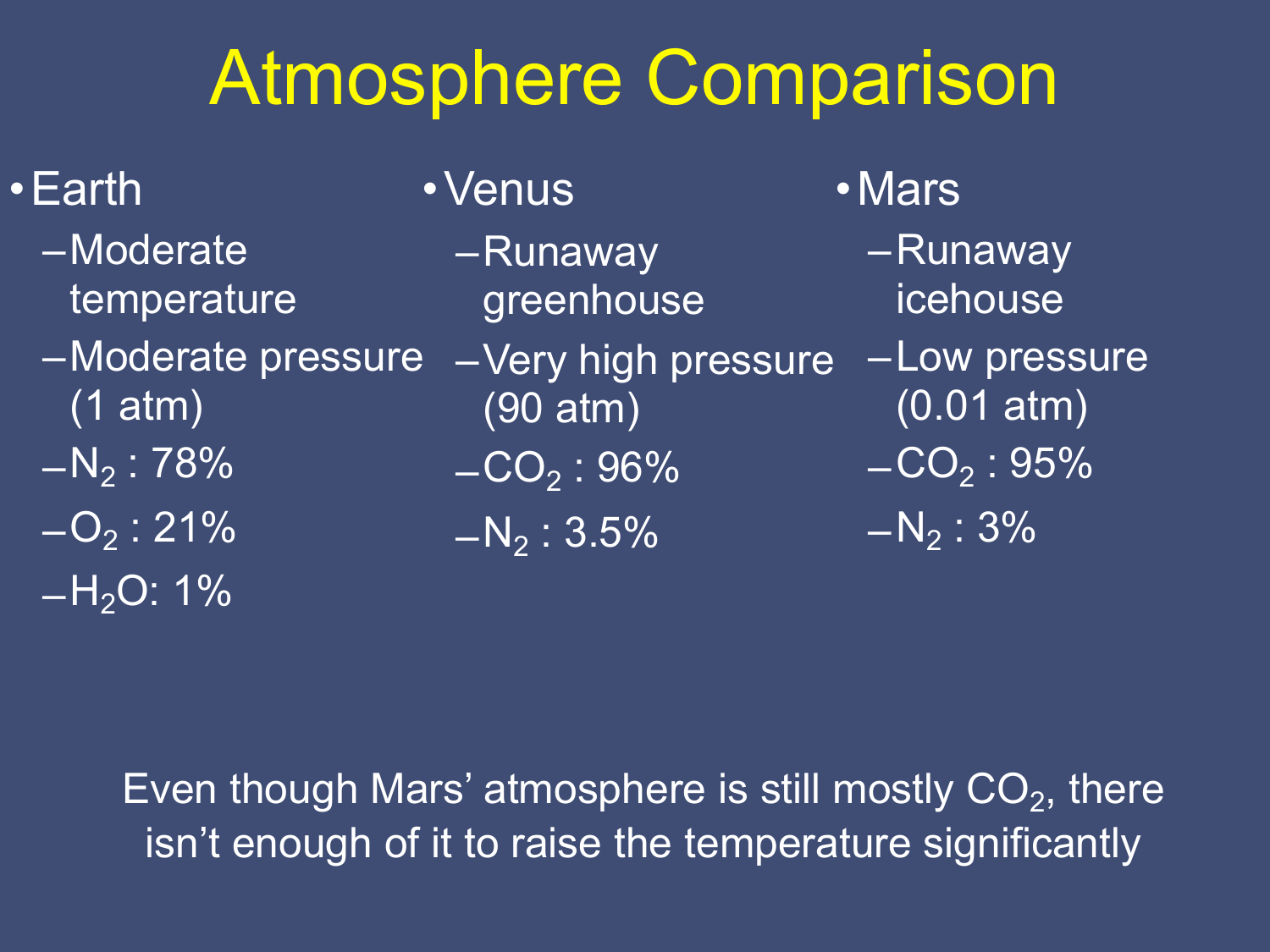# Atmosphere Comparison

- Earth
  - Moderate temperature
  - Moderate pressure (1 atm)
  - $N_2$ : 78%
  - $O_2$ : 21%
  - $H_2O$: 1%
- Venus
  - Runaway greenhouse
  - Very high pressure (90 atm)
  - $CO_2$ : 96%
  - $N_2$ : 3.5%
- Mars
  - Runaway icehouse
  - Low pressure (0.01 atm)
  - $CO_2$ : 95%
  - $N_2$ : 3%

Even though Mars' atmosphere is still mostly $CO_2$, there isn't enough of it to raise the temperature significantly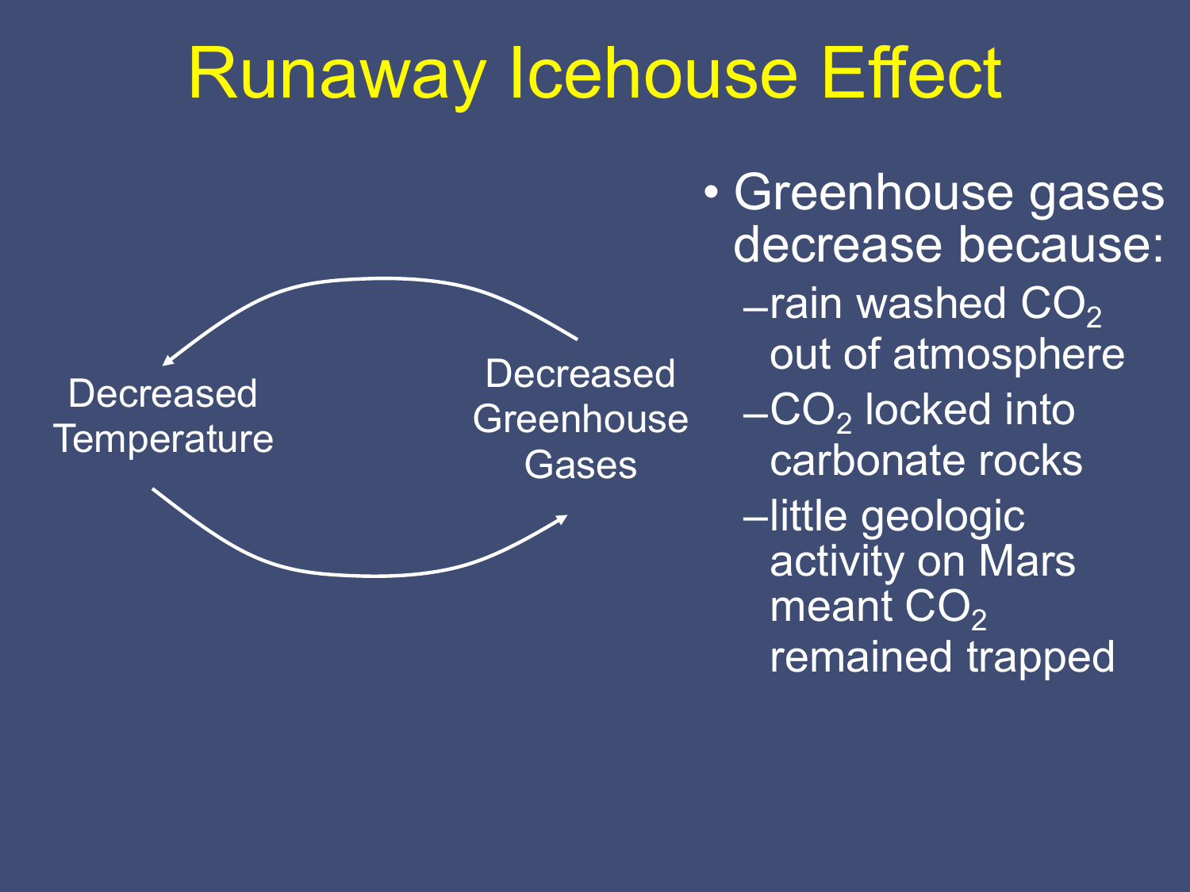# Runaway Icehouse Effect

Decreased Temperature

Decreased Greenhouse Gases

- Greenhouse gases decrease because:
  - rain washed $CO_2$ out of atmosphere
  - $CO_2$ locked into carbonate rocks
  - little geologic activity on Mars meant $CO_2$ remained trapped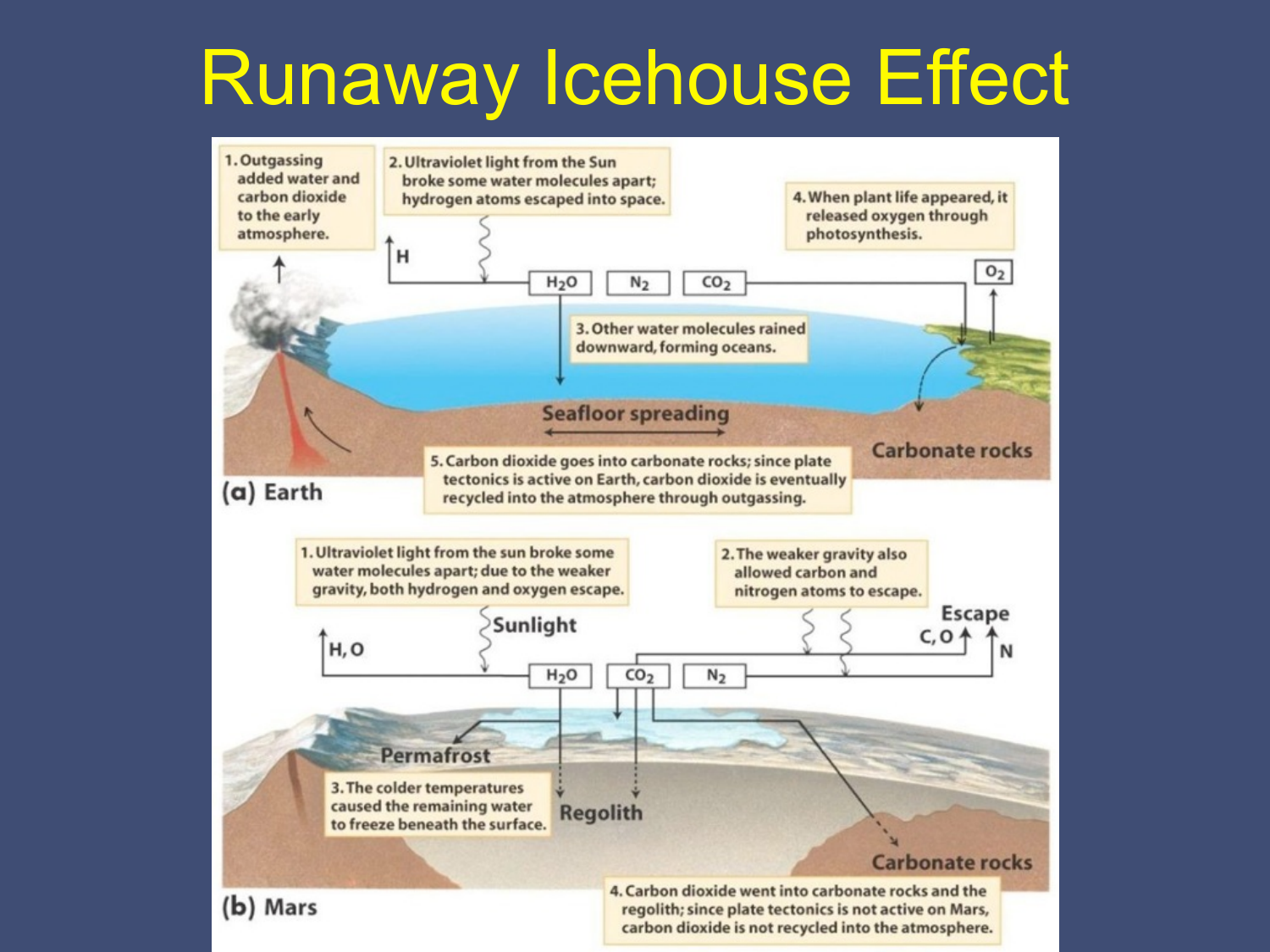# Runaway Icehouse Effect

1. Outgassing added water and carbon dioxide to the early atmosphere.

2. Ultraviolet light from the Sun broke some water molecules apart; hydrogen atoms escaped into space.

4. When plant life appeared, it released oxygen through photosynthesis.

H

$H_2O$

$N_2$

$CO_2$

$O_2$

3. Other water molecules rained downward, forming oceans.

Seafloor spreading

Carbonate rocks

5. Carbon dioxide goes into carbonate rocks; since plate tectonics is active on Earth, carbon dioxide is eventually recycled into the atmosphere through outgassing.

(a) Earth

1. Ultraviolet light from the sun broke some water molecules apart; due to the weaker gravity, both hydrogen and oxygen escape.

2. The weaker gravity also allowed carbon and nitrogen atoms to escape.

Sunlight

Escape

H, O

C, O

N

$H_2O$

$CO_2$

$N_2$

Permafrost

3. The colder temperatures caused the remaining water to freeze beneath the surface.

Regolith

Carbonate rocks

(b) Mars

4. Carbon dioxide went into carbonate rocks and the regolith; since plate tectonics is not active on Mars, carbon dioxide is not recycled into the atmosphere.